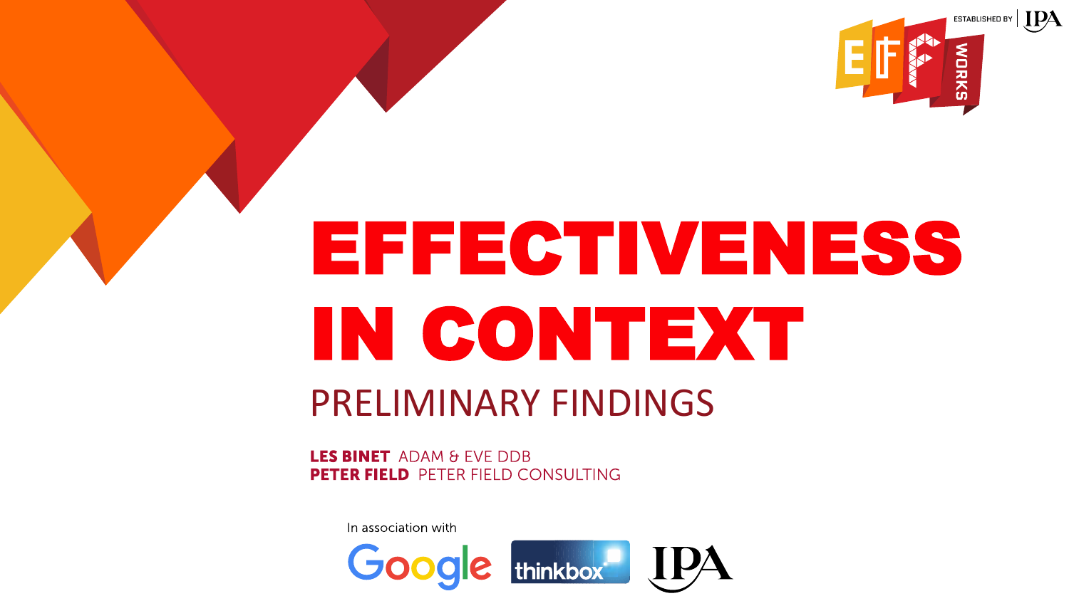ESTABLISHED BY IPA

# EFFECTIVENESS IN CONTEXT

## PRELIMINARY FINDINGS

**LES BINET** ADAM & EVE DDB
**PETER FIELD** PETER FIELD CONSULTING

In association with

Google thinkbox IPA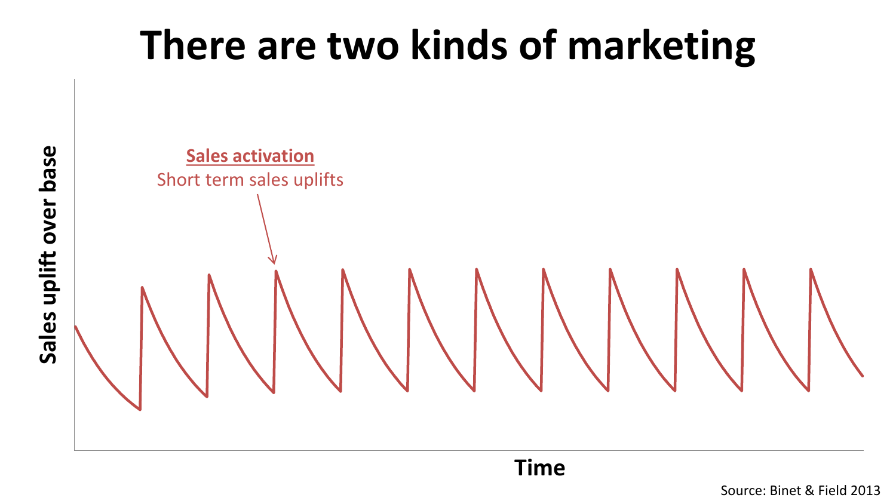# There are two kinds of marketing

**Sales activation**
Short term sales uplifts

Sales uplift over base

Time

Source: Binet & Field 2013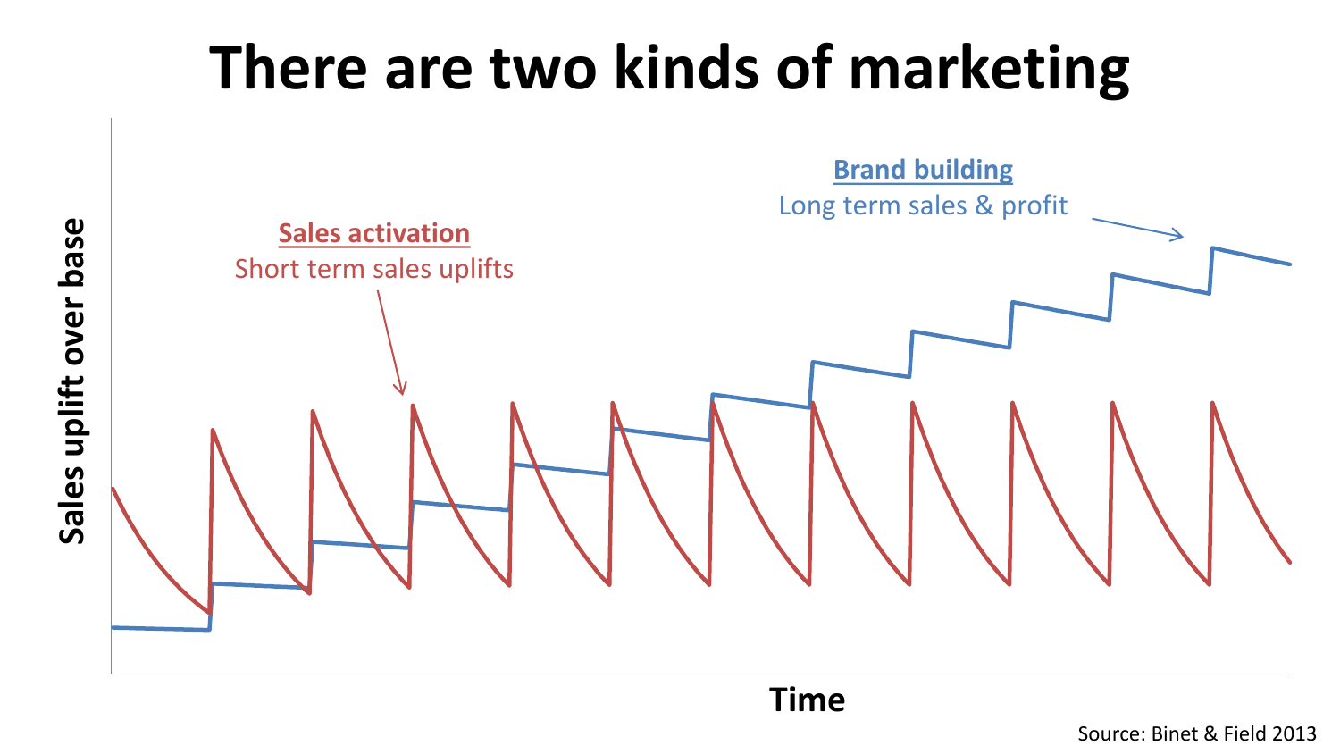# There are two kinds of marketing

**Sales activation**
Short term sales uplifts

**Brand building**
Long term sales & profit

Sales uplift over base

Time

Source: Binet & Field 2013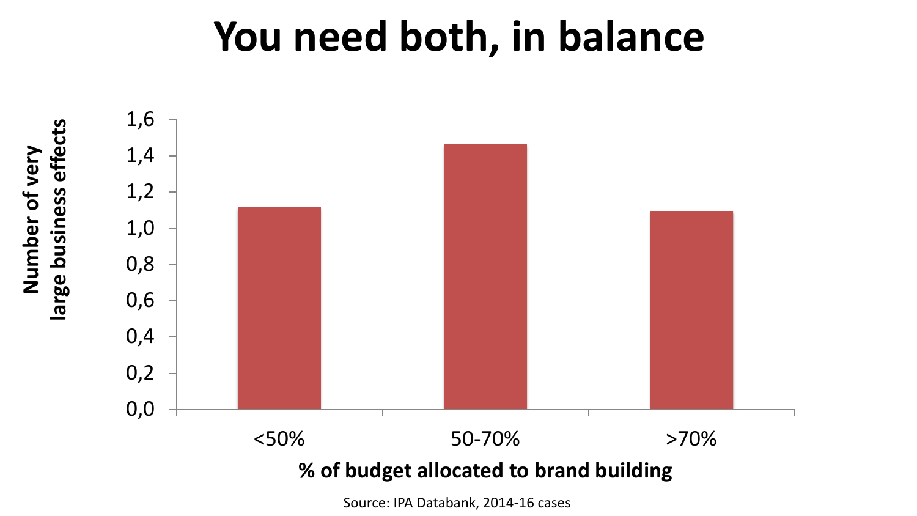# You need both, in balance

Number of very large business effects

| % of budget allocated to brand building | Number of very large business effects |
|---|---|
| <50% | 1,1 |
| 50-70% | 1,5 |
| >70% | 1,1 |

Source: IPA Databank, 2014-16 cases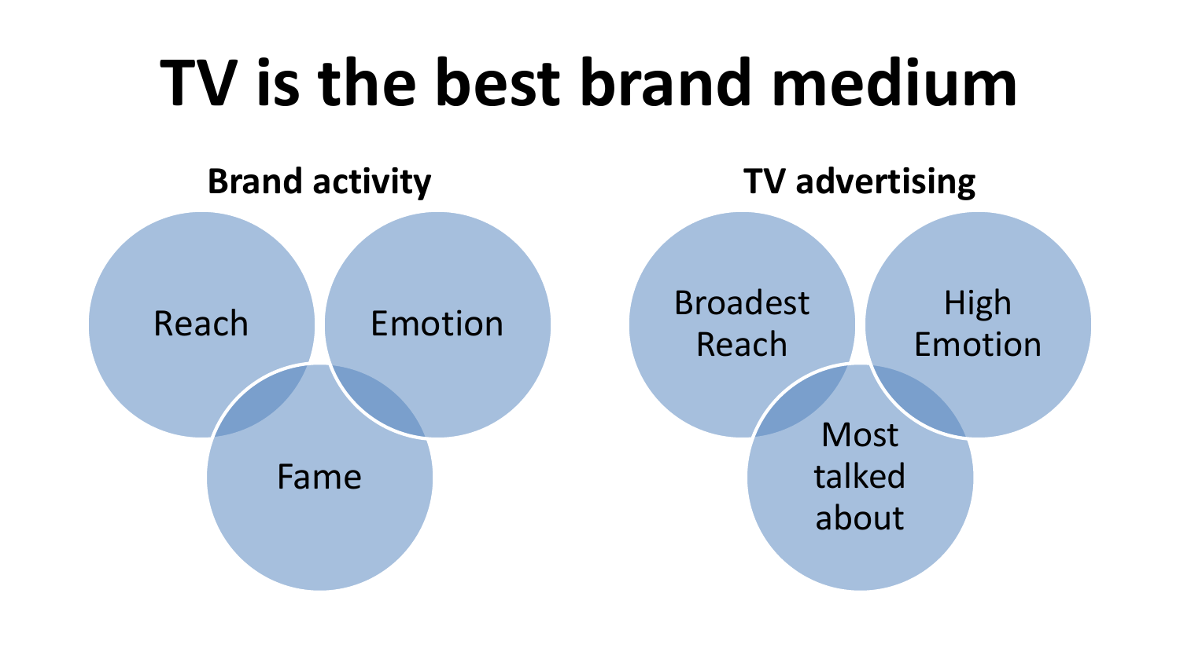# TV is the best brand medium

### Brand activity

- Reach
- Emotion
- Fame

### TV advertising

- Broadest Reach
- High Emotion
- Most talked about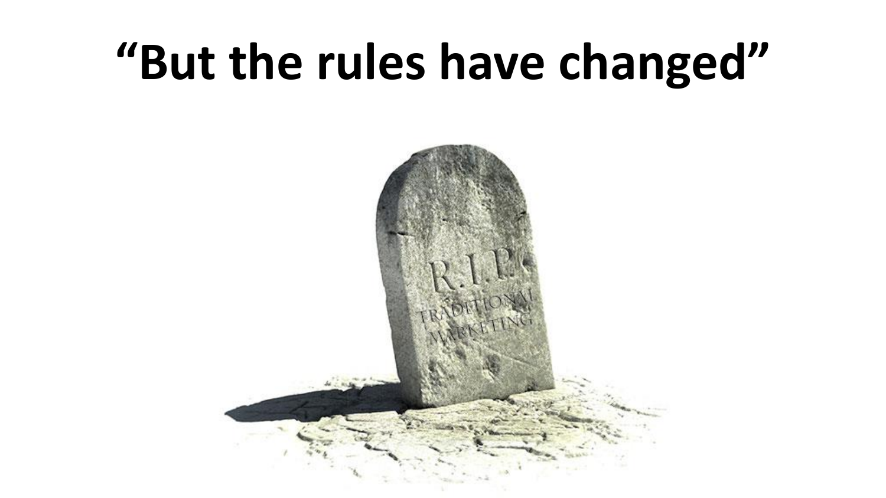# “But the rules have changed”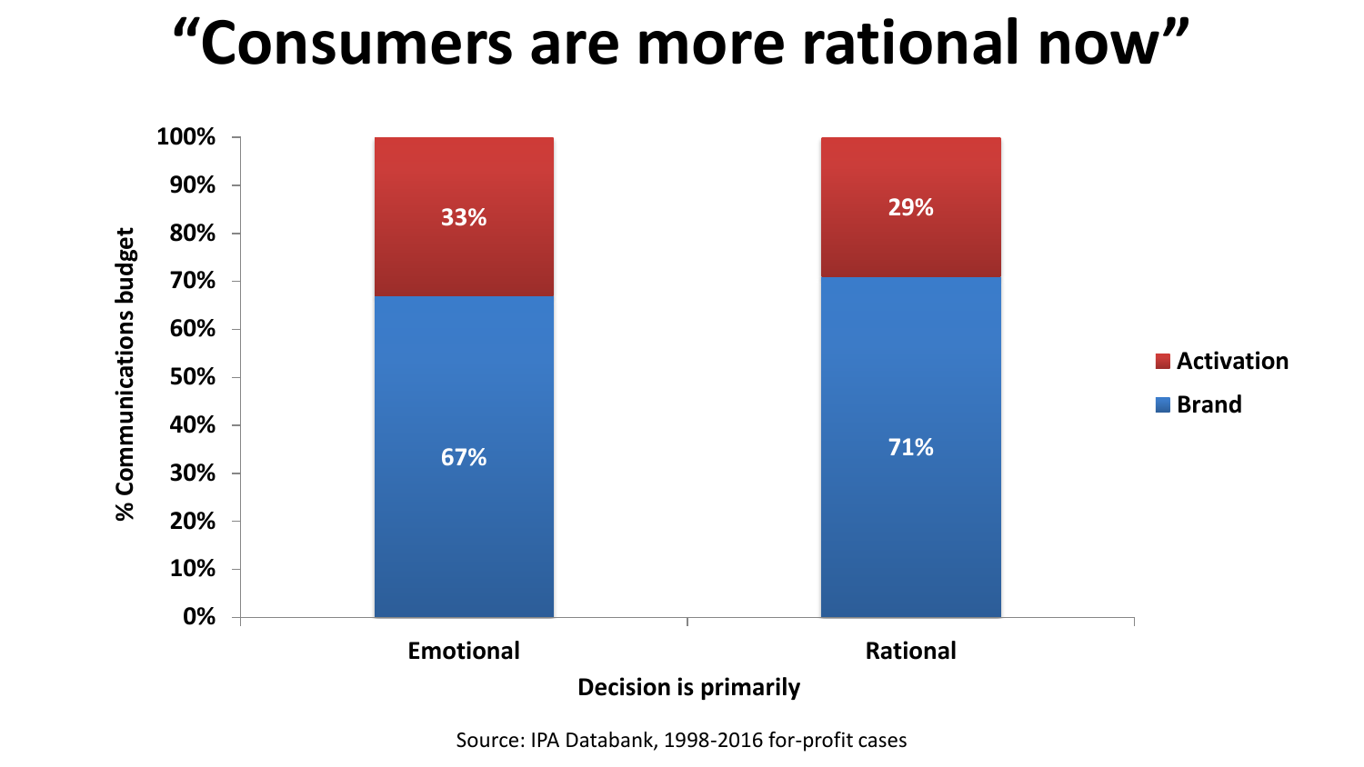# "Consumers are more rational now"

| Decision is primarily | Brand | Activation |
|---|---|---|
| Emotional | 67% | 33% |
| Rational | 71% | 29% |

% Communications budget

Source: IPA Databank, 1998-2016 for-profit cases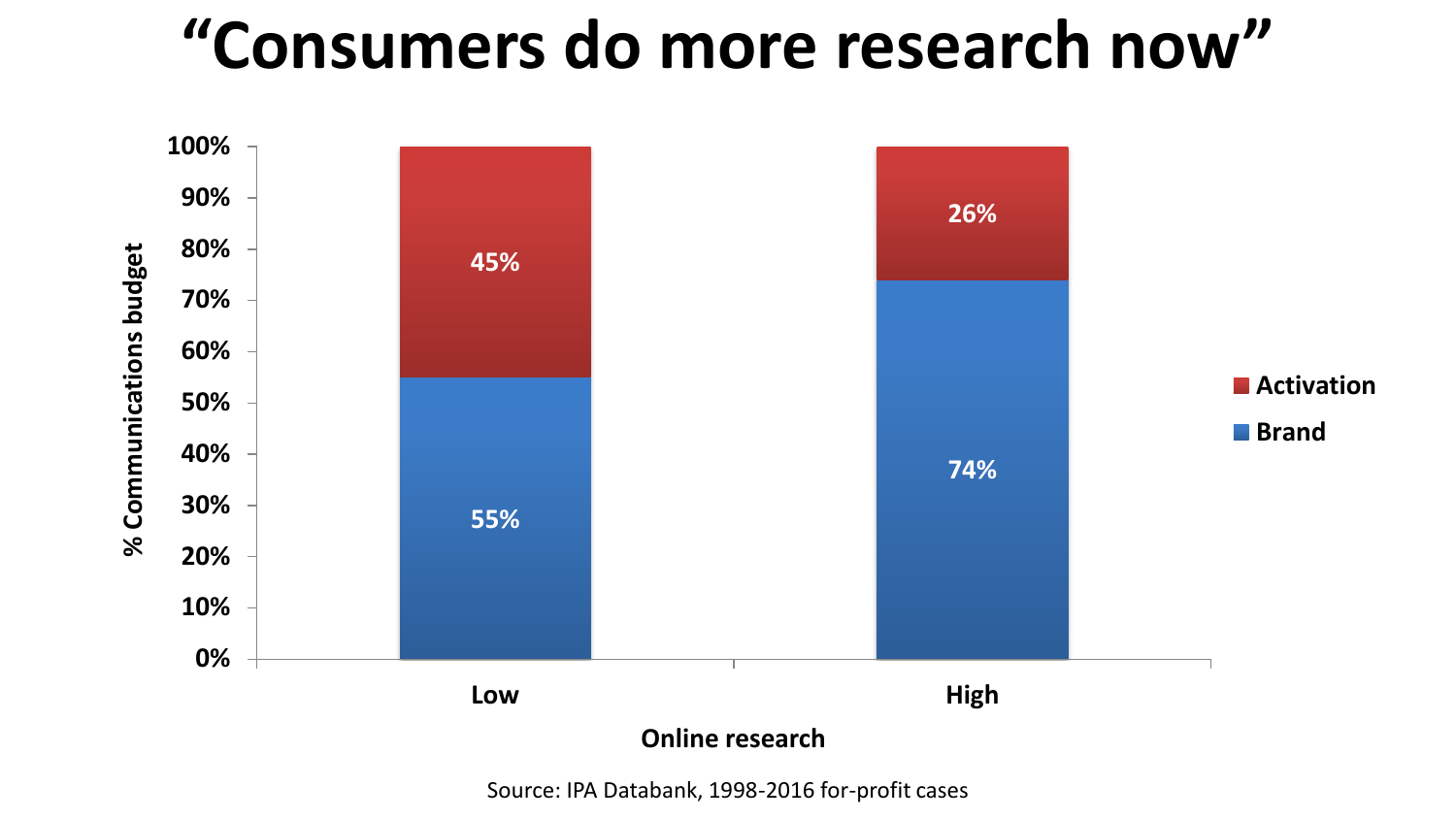# "Consumers do more research now"

| Online research | Brand | Activation |
|---|---|---|
| Low | 55% | 45% |
| High | 74% | 26% |

% Communications budget

Source: IPA Databank, 1998-2016 for-profit cases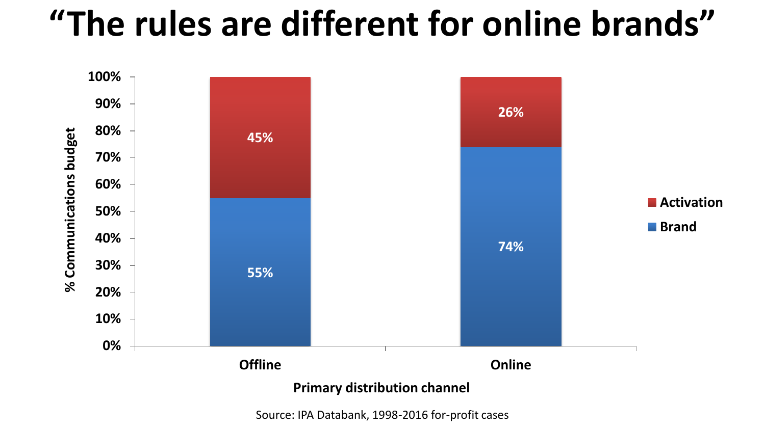# "The rules are different for online brands"

| Primary distribution channel | Brand | Activation |
| --- | --- | --- |
| Offline | 55% | 45% |
| Online | 74% | 26% |

% Communications budget

Source: IPA Databank, 1998-2016 for-profit cases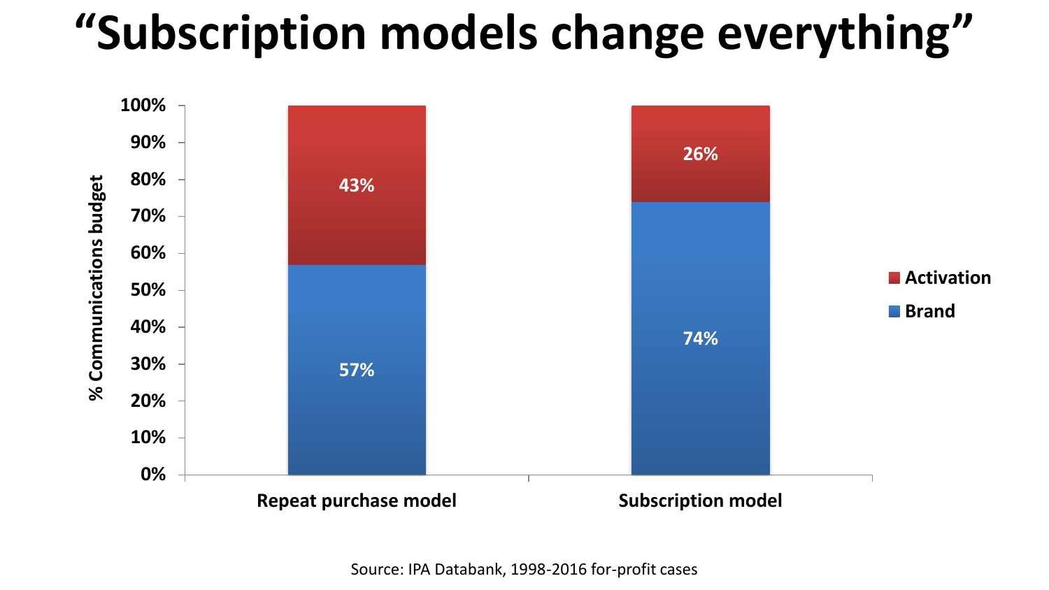# “Subscription models change everything”

| | Repeat purchase model | Subscription model |
|---|---|---|
| Activation | 43% | 26% |
| Brand | 57% | 74% |

% Communications budget

Source: IPA Databank, 1998-2016 for-profit cases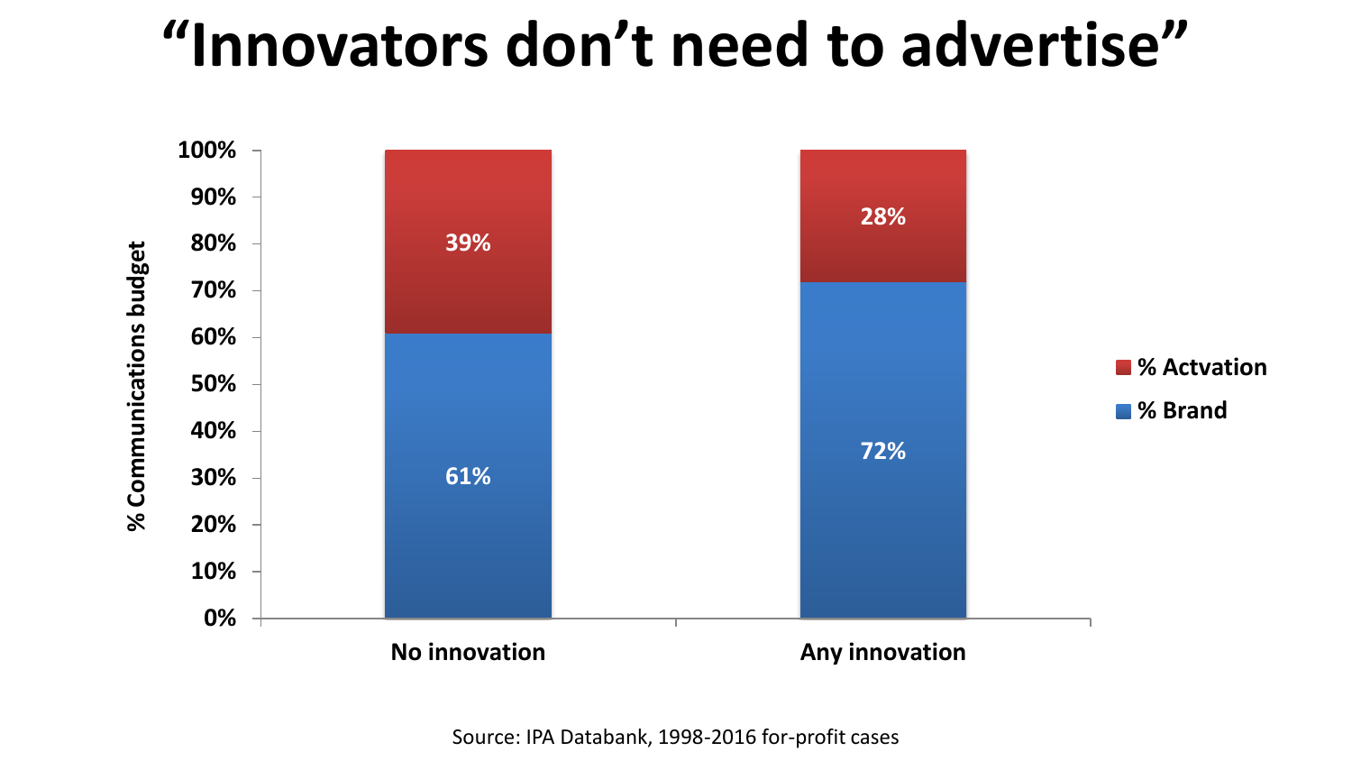# “Innovators don’t need to advertise”

| % Communications budget | No innovation | Any innovation |
|---|---|---|
| % Actvation | 39% | 28% |
| % Brand | 61% | 72% |

Source: IPA Databank, 1998-2016 for-profit cases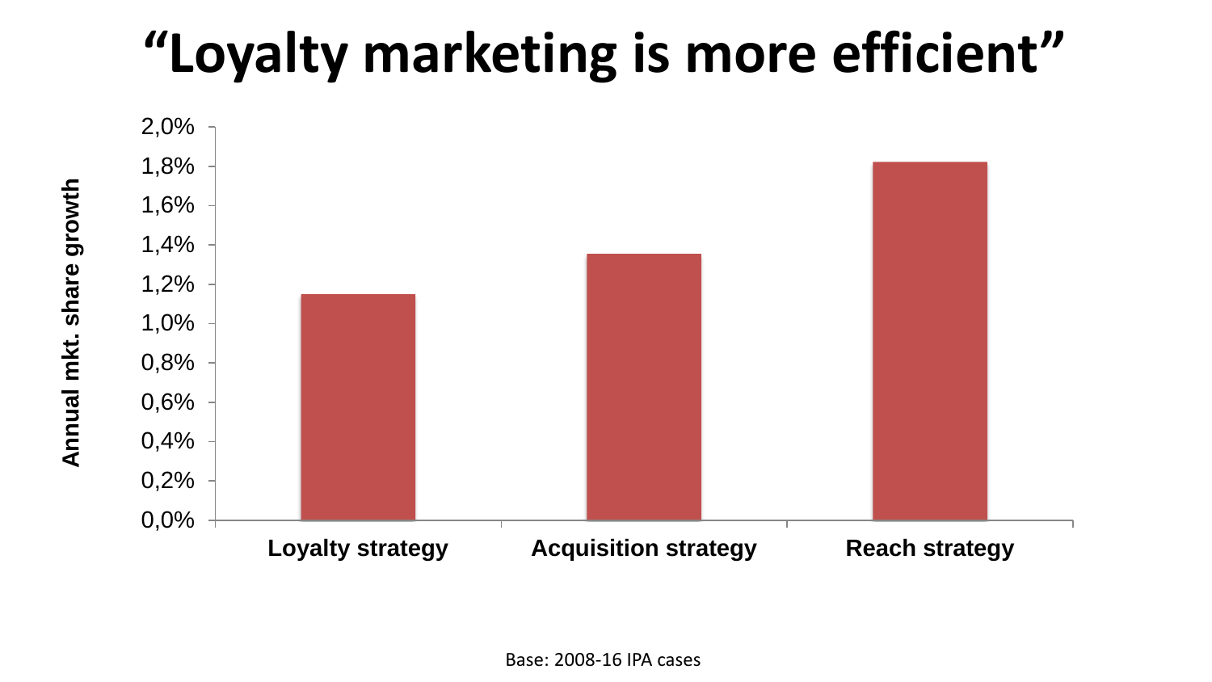# "Loyalty marketing is more efficient"

| Strategy | Annual mkt. share growth |
|---|---|
| Loyalty strategy | ~1,15% |
| Acquisition strategy | ~1,35% |
| Reach strategy | ~1,82% |

Base: 2008-16 IPA cases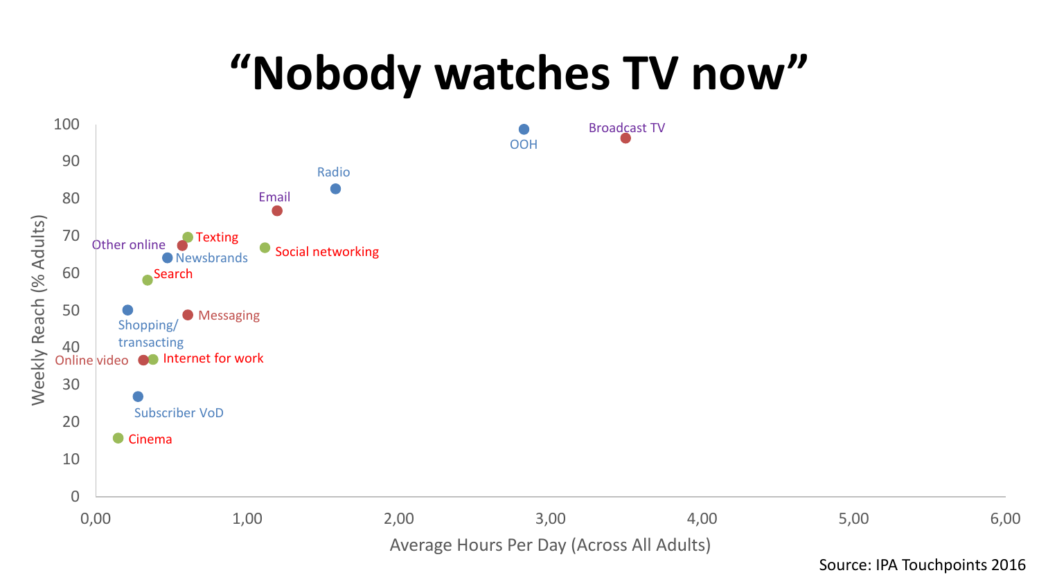# "Nobody watches TV now"

Weekly Reach (% Adults) vs. Average Hours Per Day (Across All Adults)

| Medium | Average Hours Per Day | Weekly Reach (% Adults) |
|---|---|---|
| Broadcast TV | ~3.50 | ~96 |
| OOH | ~2.83 | ~98 |
| Radio | ~1.59 | ~83 |
| Email | ~1.20 | ~77 |
| Social networking | ~1.12 | ~67 |
| Texting | ~0.61 | ~70 |
| Other online | ~0.57 | ~67 |
| Newsbrands | ~0.47 | ~64 |
| Search | ~0.34 | ~58 |
| Messaging | ~0.61 | ~49 |
| Shopping/transacting | ~0.21 | ~50 |
| Internet for work | ~0.38 | ~37 |
| Online video | ~0.32 | ~37 |
| Subscriber VoD | ~0.28 | ~27 |
| Cinema | ~0.15 | ~16 |

Source: IPA Touchpoints 2016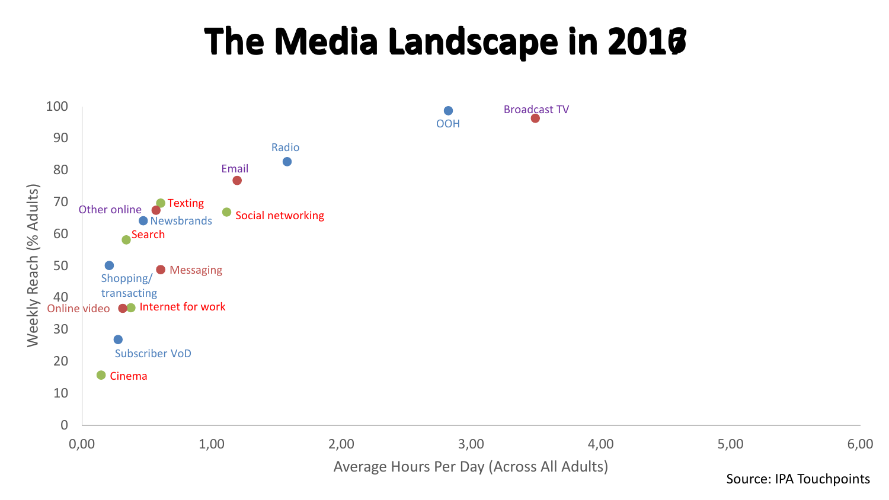# The Media Landscape in 2016

Weekly Reach (% Adults)

100
90
80
70
60
50
40
30
20
10
0

Broadcast TV
OOH
Radio
Email
Texting
Other online
Social networking
Newsbrands
Search
Shopping/transacting
Messaging
Online video
Internet for work
Subscriber VoD
Cinema

0,00 1,00 2,00 3,00 4,00 5,00 6,00

Average Hours Per Day (Across All Adults)

Source: IPA Touchpoints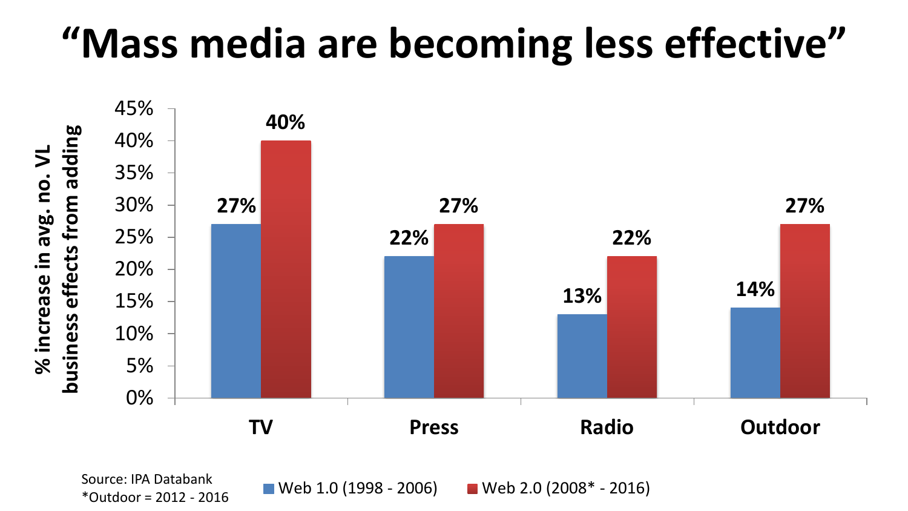# "Mass media are becoming less effective"

| | TV | Press | Radio | Outdoor |
|---|---|---|---|---|
| Web 1.0 (1998 - 2006) | 27% | 22% | 13% | 14% |
| Web 2.0 (2008* - 2016) | 40% | 27% | 22% | 27% |

Y-axis: % increase in avg. no. VL business effects from adding

Source: IPA Databank
*Outdoor = 2012 - 2016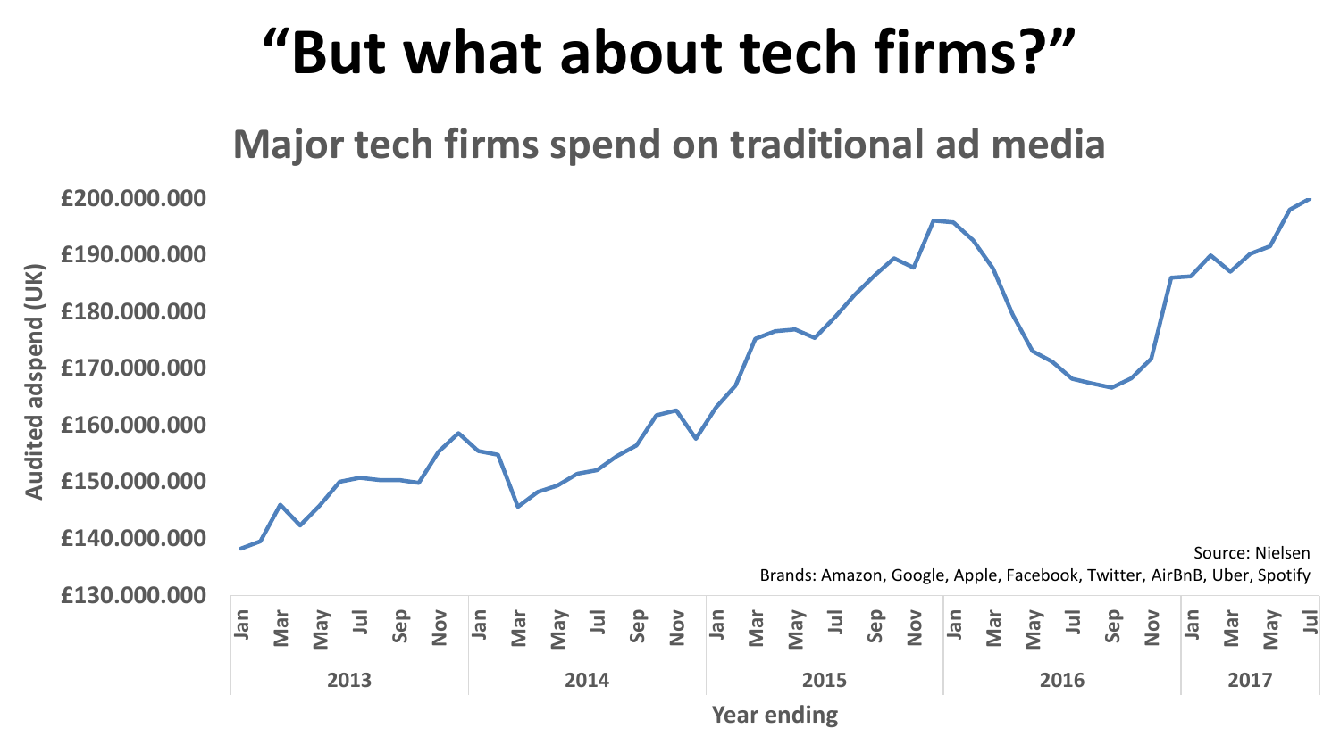# “But what about tech firms?”

## Major tech firms spend on traditional ad media

Audited adspend (UK)

£200.000.000
£190.000.000
£180.000.000
£170.000.000
£160.000.000
£150.000.000
£140.000.000
£130.000.000

Jan Mar May Jul Sep Nov — 2013
Jan Mar May Jul Sep Nov — 2014
Jan Mar May Jul Sep Nov — 2015
Jan Mar May Jul Sep Nov — 2016
Jan Mar May Jul — 2017

Year ending

Source: Nielsen

Brands: Amazon, Google, Apple, Facebook, Twitter, AirBnB, Uber, Spotify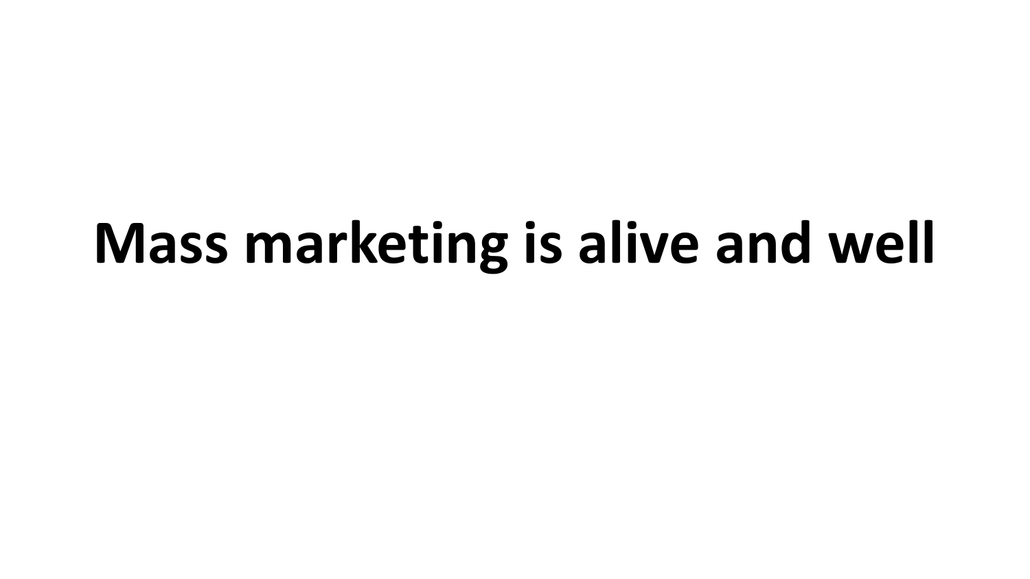# Mass marketing is alive and well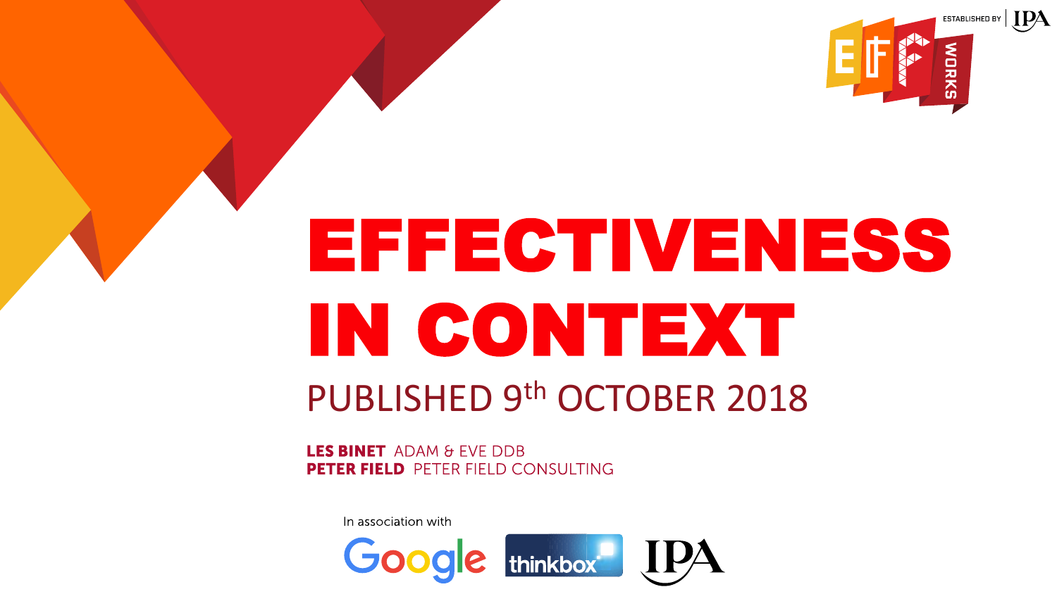ESTABLISHED BY IPA

EFF WORKS

# EFFECTIVENESS IN CONTEXT

PUBLISHED 9th OCTOBER 2018

**LES BINET** ADAM & EVE DDB
**PETER FIELD** PETER FIELD CONSULTING

In association with

Google thinkbox IPA